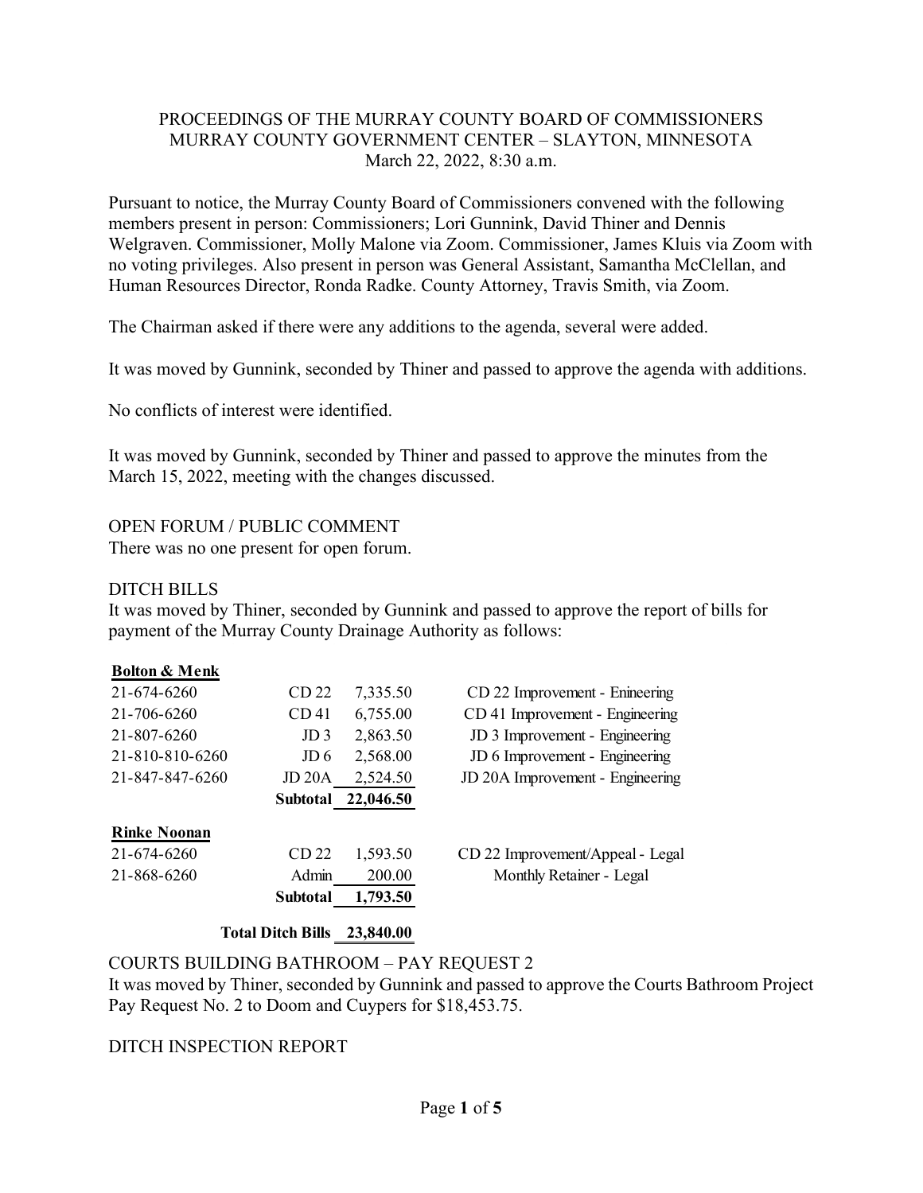PROCEEDINGS OF THE MURRAY COUNTY BOARD OF COMMISSIONERS
MURRAY COUNTY GOVERNMENT CENTER – SLAYTON, MINNESOTA
March 22, 2022, 8:30 a.m.

Pursuant to notice, the Murray County Board of Commissioners convened with the following members present in person: Commissioners; Lori Gunnink, David Thiner and Dennis Welgraven. Commissioner, Molly Malone via Zoom. Commissioner, James Kluis via Zoom with no voting privileges. Also present in person was General Assistant, Samantha McClellan, and Human Resources Director, Ronda Radke. County Attorney, Travis Smith, via Zoom.

The Chairman asked if there were any additions to the agenda, several were added.

It was moved by Gunnink, seconded by Thiner and passed to approve the agenda with additions.

No conflicts of interest were identified.

It was moved by Gunnink, seconded by Thiner and passed to approve the minutes from the March 15, 2022, meeting with the changes discussed.

## OPEN FORUM / PUBLIC COMMENT

There was no one present for open forum.

## DITCH BILLS

It was moved by Thiner, seconded by Gunnink and passed to approve the report of bills for payment of the Murray County Drainage Authority as follows:

| **Bolton & Menk** | | | |
|---|---|---|---|
| 21-674-6260 | CD 22 | 7,335.50 | CD 22 Improvement - Enineering |
| 21-706-6260 | CD 41 | 6,755.00 | CD 41 Improvement - Engineering |
| 21-807-6260 | JD 3 | 2,863.50 | JD 3 Improvement - Engineering |
| 21-810-810-6260 | JD 6 | 2,568.00 | JD 6 Improvement - Engineering |
| 21-847-847-6260 | JD 20A | 2,524.50 | JD 20A Improvement - Engineering |
| | **Subtotal** | **22,046.50** | |
| **Rinke Noonan** | | | |
| 21-674-6260 | CD 22 | 1,593.50 | CD 22 Improvement/Appeal - Legal |
| 21-868-6260 | Admin | 200.00 | Monthly Retainer - Legal |
| | **Subtotal** | **1,793.50** | |
| | **Total Ditch Bills** | **23,840.00** | |

## COURTS BUILDING BATHROOM – PAY REQUEST 2

It was moved by Thiner, seconded by Gunnink and passed to approve the Courts Bathroom Project Pay Request No. 2 to Doom and Cuypers for $18,453.75.

## DITCH INSPECTION REPORT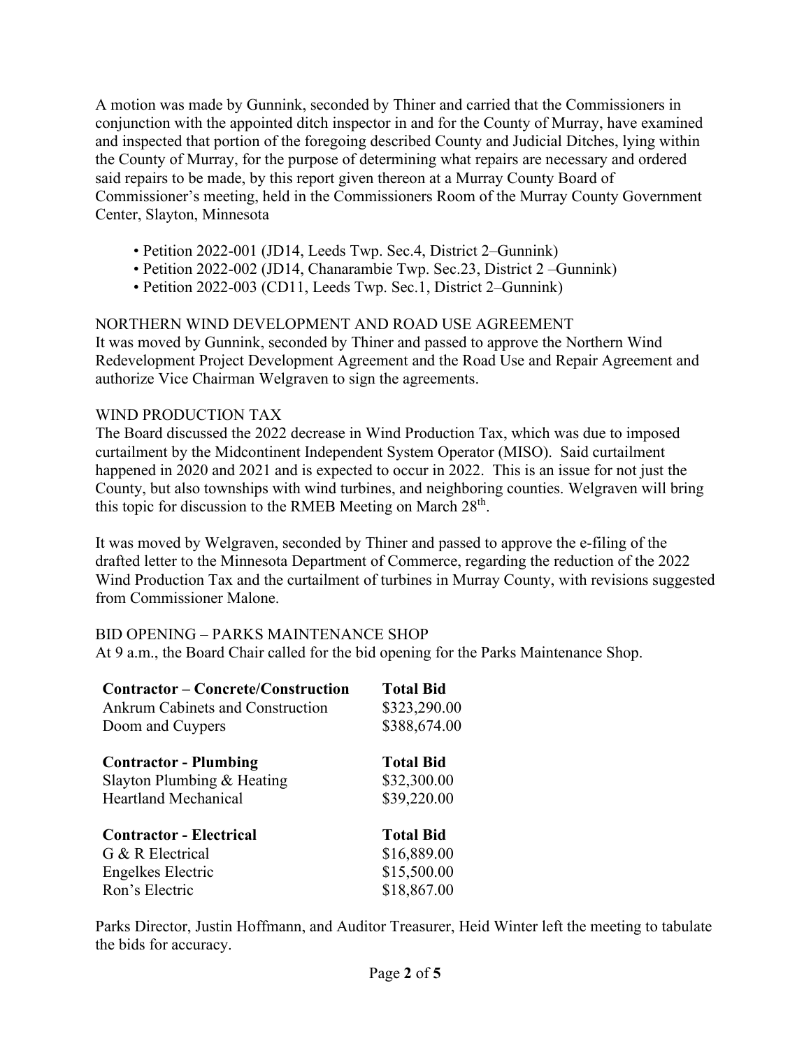A motion was made by Gunnink, seconded by Thiner and carried that the Commissioners in conjunction with the appointed ditch inspector in and for the County of Murray, have examined and inspected that portion of the foregoing described County and Judicial Ditches, lying within the County of Murray, for the purpose of determining what repairs are necessary and ordered said repairs to be made, by this report given thereon at a Murray County Board of Commissioner's meeting, held in the Commissioners Room of the Murray County Government Center, Slayton, Minnesota

- Petition 2022-001 (JD14, Leeds Twp. Sec.4, District 2–Gunnink)
- Petition 2022-002 (JD14, Chanarambie Twp. Sec.23, District 2 –Gunnink)
- Petition 2022-003 (CD11, Leeds Twp. Sec.1, District 2–Gunnink)

NORTHERN WIND DEVELOPMENT AND ROAD USE AGREEMENT

It was moved by Gunnink, seconded by Thiner and passed to approve the Northern Wind Redevelopment Project Development Agreement and the Road Use and Repair Agreement and authorize Vice Chairman Welgraven to sign the agreements.

WIND PRODUCTION TAX

The Board discussed the 2022 decrease in Wind Production Tax, which was due to imposed curtailment by the Midcontinent Independent System Operator (MISO). Said curtailment happened in 2020 and 2021 and is expected to occur in 2022. This is an issue for not just the County, but also townships with wind turbines, and neighboring counties. Welgraven will bring this topic for discussion to the RMEB Meeting on March 28th.

It was moved by Welgraven, seconded by Thiner and passed to approve the e-filing of the drafted letter to the Minnesota Department of Commerce, regarding the reduction of the 2022 Wind Production Tax and the curtailment of turbines in Murray County, with revisions suggested from Commissioner Malone.

BID OPENING – PARKS MAINTENANCE SHOP

At 9 a.m., the Board Chair called for the bid opening for the Parks Maintenance Shop.

| **Contractor – Concrete/Construction** | **Total Bid** |
|---|---|
| Ankrum Cabinets and Construction | $323,290.00 |
| Doom and Cuypers | $388,674.00 |
| **Contractor - Plumbing** | **Total Bid** |
| Slayton Plumbing & Heating | $32,300.00 |
| Heartland Mechanical | $39,220.00 |
| **Contractor - Electrical** | **Total Bid** |
| G & R Electrical | $16,889.00 |
| Engelkes Electric | $15,500.00 |
| Ron's Electric | $18,867.00 |

Parks Director, Justin Hoffmann, and Auditor Treasurer, Heid Winter left the meeting to tabulate the bids for accuracy.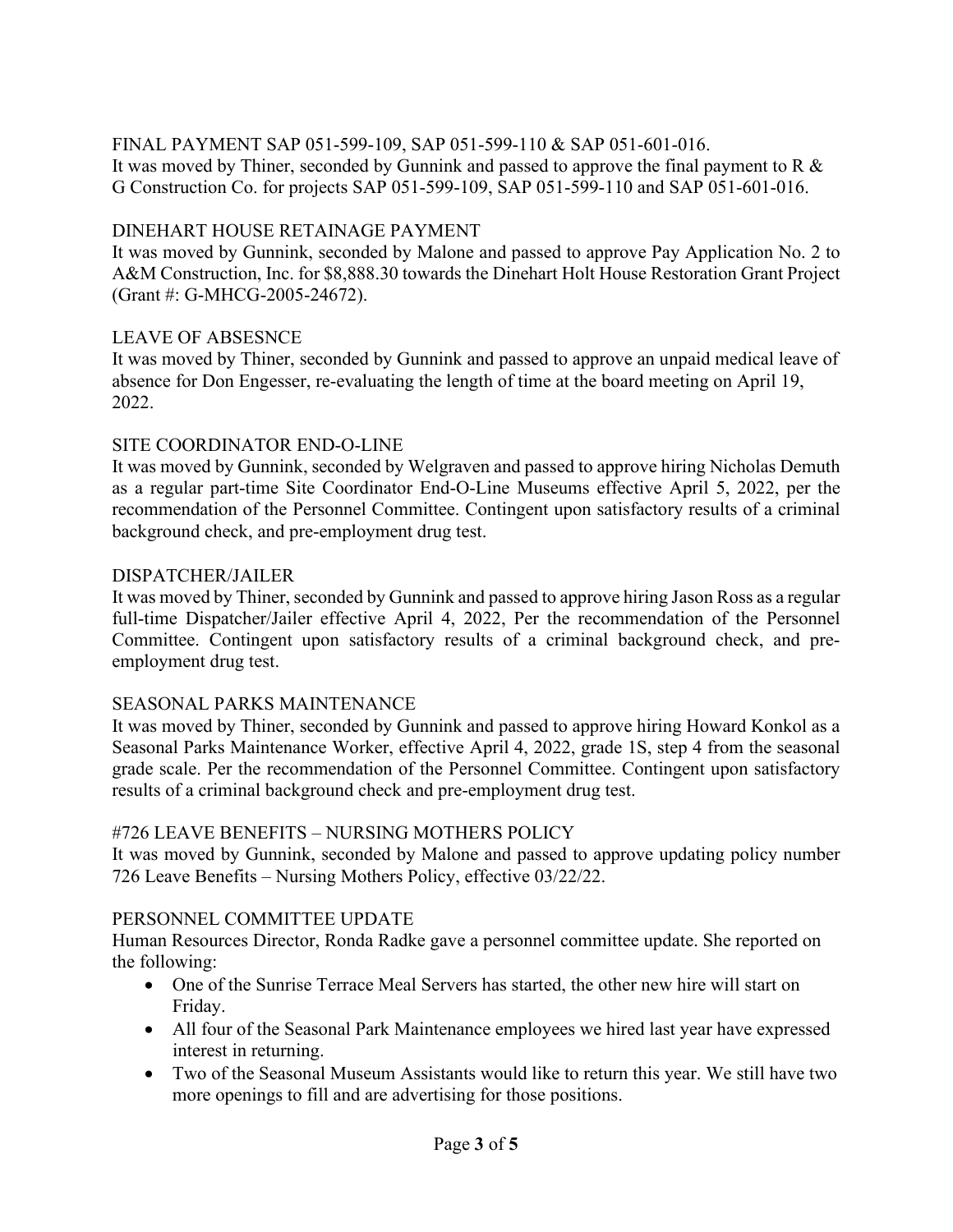FINAL PAYMENT SAP 051-599-109, SAP 051-599-110 & SAP 051-601-016.
It was moved by Thiner, seconded by Gunnink and passed to approve the final payment to R & G Construction Co. for projects SAP 051-599-109, SAP 051-599-110 and SAP 051-601-016.

DINEHART HOUSE RETAINAGE PAYMENT
It was moved by Gunnink, seconded by Malone and passed to approve Pay Application No. 2 to A&M Construction, Inc. for $8,888.30 towards the Dinehart Holt House Restoration Grant Project (Grant #: G-MHCG-2005-24672).

LEAVE OF ABSESNCE
It was moved by Thiner, seconded by Gunnink and passed to approve an unpaid medical leave of absence for Don Engesser, re-evaluating the length of time at the board meeting on April 19, 2022.

SITE COORDINATOR END-O-LINE
It was moved by Gunnink, seconded by Welgraven and passed to approve hiring Nicholas Demuth as a regular part-time Site Coordinator End-O-Line Museums effective April 5, 2022, per the recommendation of the Personnel Committee. Contingent upon satisfactory results of a criminal background check, and pre-employment drug test.

DISPATCHER/JAILER
It was moved by Thiner, seconded by Gunnink and passed to approve hiring Jason Ross as a regular full-time Dispatcher/Jailer effective April 4, 2022, Per the recommendation of the Personnel Committee. Contingent upon satisfactory results of a criminal background check, and pre-employment drug test.

SEASONAL PARKS MAINTENANCE
It was moved by Thiner, seconded by Gunnink and passed to approve hiring Howard Konkol as a Seasonal Parks Maintenance Worker, effective April 4, 2022, grade 1S, step 4 from the seasonal grade scale. Per the recommendation of the Personnel Committee. Contingent upon satisfactory results of a criminal background check and pre-employment drug test.

#726 LEAVE BENEFITS – NURSING MOTHERS POLICY
It was moved by Gunnink, seconded by Malone and passed to approve updating policy number 726 Leave Benefits – Nursing Mothers Policy, effective 03/22/22.

PERSONNEL COMMITTEE UPDATE
Human Resources Director, Ronda Radke gave a personnel committee update. She reported on the following:

- One of the Sunrise Terrace Meal Servers has started, the other new hire will start on Friday.
- All four of the Seasonal Park Maintenance employees we hired last year have expressed interest in returning.
- Two of the Seasonal Museum Assistants would like to return this year. We still have two more openings to fill and are advertising for those positions.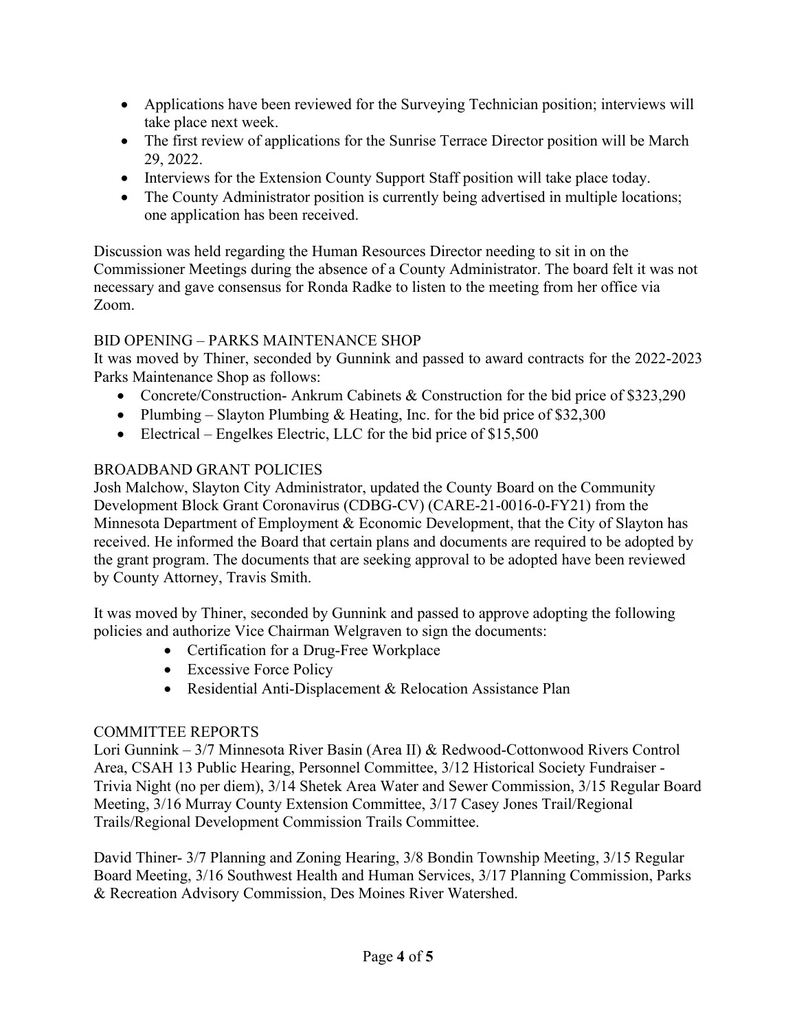- Applications have been reviewed for the Surveying Technician position; interviews will take place next week.
- The first review of applications for the Sunrise Terrace Director position will be March 29, 2022.
- Interviews for the Extension County Support Staff position will take place today.
- The County Administrator position is currently being advertised in multiple locations; one application has been received.

Discussion was held regarding the Human Resources Director needing to sit in on the Commissioner Meetings during the absence of a County Administrator. The board felt it was not necessary and gave consensus for Ronda Radke to listen to the meeting from her office via Zoom.

BID OPENING – PARKS MAINTENANCE SHOP

It was moved by Thiner, seconded by Gunnink and passed to award contracts for the 2022-2023 Parks Maintenance Shop as follows:

- Concrete/Construction- Ankrum Cabinets & Construction for the bid price of $323,290
- Plumbing – Slayton Plumbing & Heating, Inc. for the bid price of $32,300
- Electrical – Engelkes Electric, LLC for the bid price of $15,500

BROADBAND GRANT POLICIES

Josh Malchow, Slayton City Administrator, updated the County Board on the Community Development Block Grant Coronavirus (CDBG-CV) (CARE-21-0016-0-FY21) from the Minnesota Department of Employment & Economic Development, that the City of Slayton has received. He informed the Board that certain plans and documents are required to be adopted by the grant program. The documents that are seeking approval to be adopted have been reviewed by County Attorney, Travis Smith.

It was moved by Thiner, seconded by Gunnink and passed to approve adopting the following policies and authorize Vice Chairman Welgraven to sign the documents:

- Certification for a Drug-Free Workplace
- Excessive Force Policy
- Residential Anti-Displacement & Relocation Assistance Plan

COMMITTEE REPORTS

Lori Gunnink – 3/7 Minnesota River Basin (Area II) & Redwood-Cottonwood Rivers Control Area, CSAH 13 Public Hearing, Personnel Committee, 3/12 Historical Society Fundraiser - Trivia Night (no per diem), 3/14 Shetek Area Water and Sewer Commission, 3/15 Regular Board Meeting, 3/16 Murray County Extension Committee, 3/17 Casey Jones Trail/Regional Trails/Regional Development Commission Trails Committee.

David Thiner- 3/7 Planning and Zoning Hearing, 3/8 Bondin Township Meeting, 3/15 Regular Board Meeting, 3/16 Southwest Health and Human Services, 3/17 Planning Commission, Parks & Recreation Advisory Commission, Des Moines River Watershed.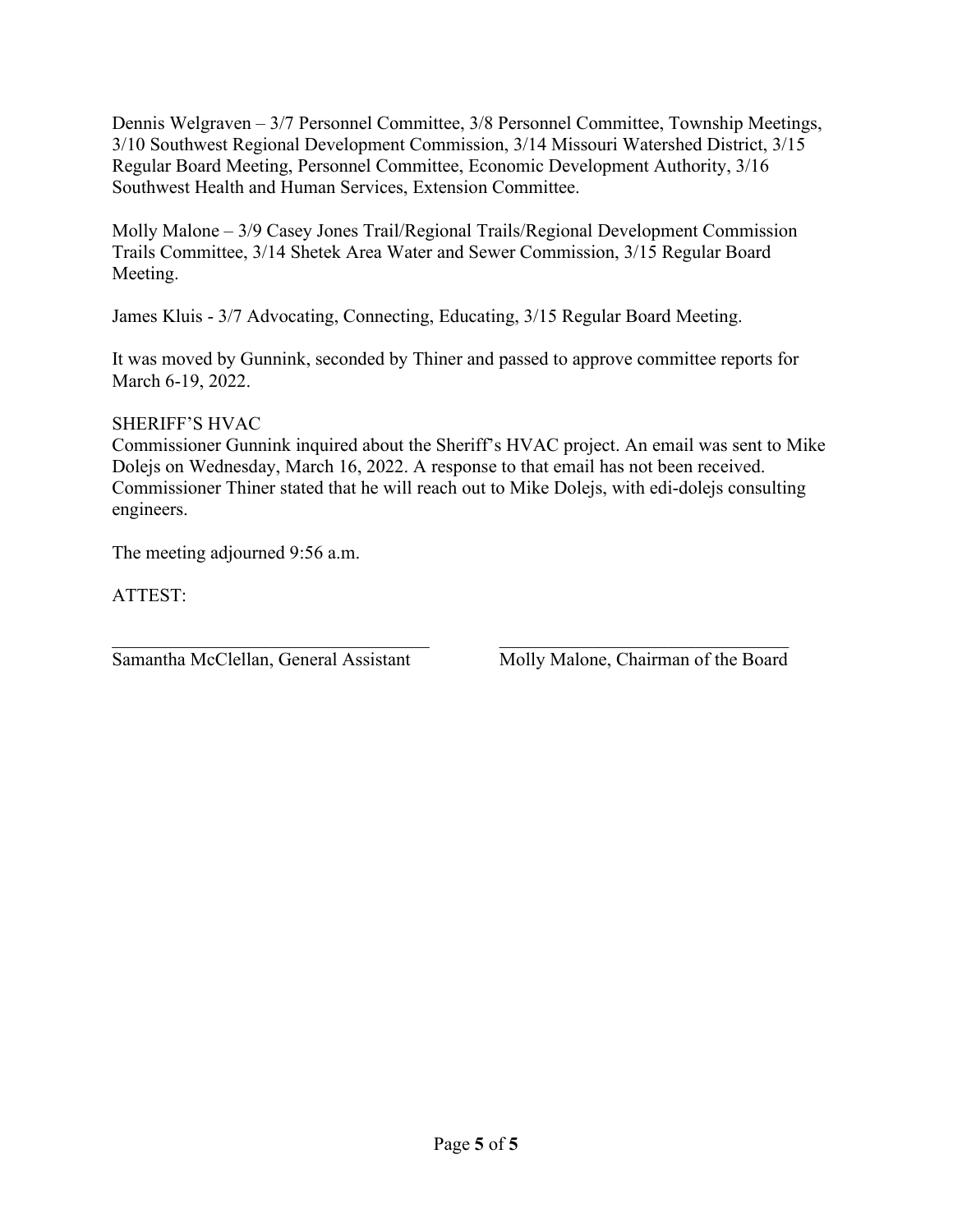Dennis Welgraven – 3/7 Personnel Committee, 3/8 Personnel Committee, Township Meetings, 3/10 Southwest Regional Development Commission, 3/14 Missouri Watershed District, 3/15 Regular Board Meeting, Personnel Committee, Economic Development Authority, 3/16 Southwest Health and Human Services, Extension Committee.

Molly Malone – 3/9 Casey Jones Trail/Regional Trails/Regional Development Commission Trails Committee, 3/14 Shetek Area Water and Sewer Commission, 3/15 Regular Board Meeting.

James Kluis - 3/7 Advocating, Connecting, Educating, 3/15 Regular Board Meeting.

It was moved by Gunnink, seconded by Thiner and passed to approve committee reports for March 6-19, 2022.

SHERIFF'S HVAC

Commissioner Gunnink inquired about the Sheriff's HVAC project. An email was sent to Mike Dolejs on Wednesday, March 16, 2022. A response to that email has not been received. Commissioner Thiner stated that he will reach out to Mike Dolejs, with edi-dolejs consulting engineers.

The meeting adjourned 9:56 a.m.

ATTEST:

Samantha McClellan, General Assistant

Molly Malone, Chairman of the Board